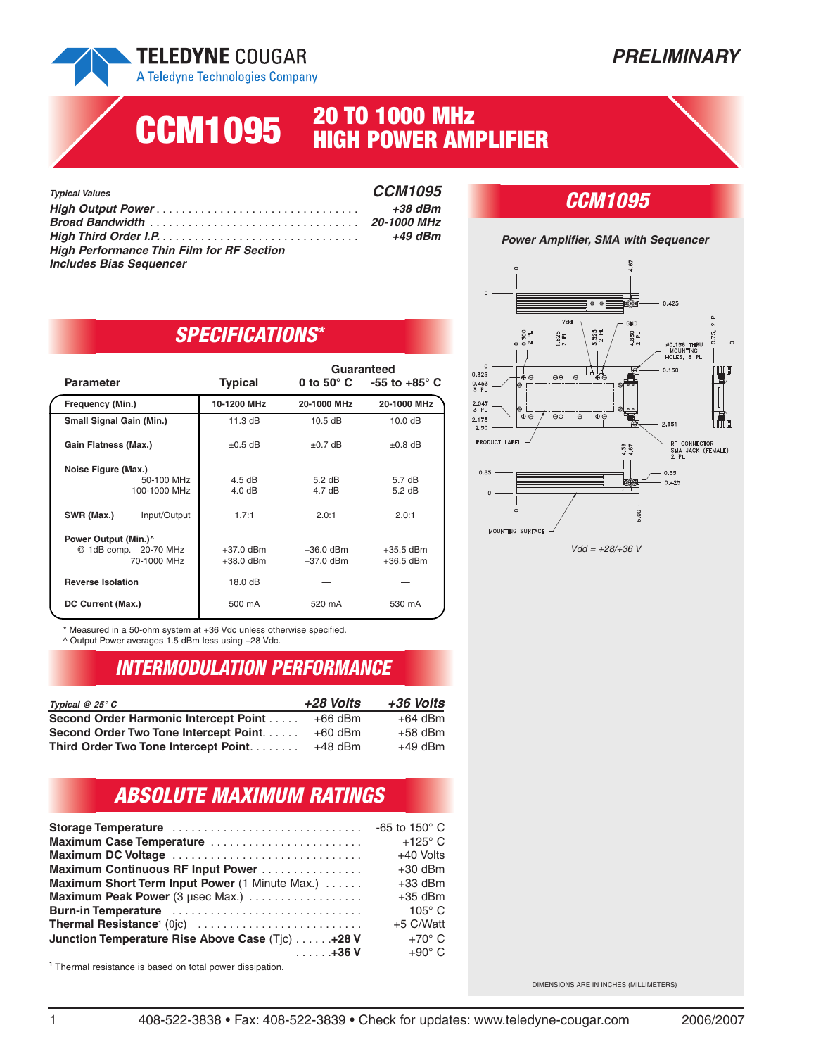TELEDYNE COUGAR
A Teledyne Technologies Company

**PRELIMINARY**

# CCM1095 — 20 TO 1000 MHz HIGH POWER AMPLIFIER

| *Typical Values* | *CCM1095* |
|---|---|
| *High Output Power* | *+38 dBm* |
| *Broad Bandwidth* | *20-1000 MHz* |
| *High Third Order I.P.* | *+49 dBm* |

*High Performance Thin Film for RF Section*
*Includes Bias Sequencer*

## SPECIFICATIONS*

| Parameter | | Typical | Guaranteed 0 to 50° C | Guaranteed -55 to +85° C |
|---|---|---|---|---|
| Frequency (Min.) | | 10-1200 MHz | 20-1000 MHz | 20-1000 MHz |
| Small Signal Gain (Min.) | | 11.3 dB | 10.5 dB | 10.0 dB |
| Gain Flatness (Max.) | | ±0.5 dB | ±0.7 dB | ±0.8 dB |
| Noise Figure (Max.) | 50-100 MHz | 4.5 dB | 5.2 dB | 5.7 dB |
| | 100-1000 MHz | 4.0 dB | 4.7 dB | 5.2 dB |
| SWR (Max.) | Input/Output | 1.7:1 | 2.0:1 | 2.0:1 |
| Power Output (Min.)^ @ 1dB comp. | 20-70 MHz | +37.0 dBm | +36.0 dBm | +35.5 dBm |
| | 70-1000 MHz | +38.0 dBm | +37.0 dBm | +36.5 dBm |
| Reverse Isolation | | 18.0 dB | — | — |
| DC Current (Max.) | | 500 mA | 520 mA | 530 mA |

\* Measured in a 50-ohm system at +36 Vdc unless otherwise specified.
^ Output Power averages 1.5 dBm less using +28 Vdc.

## INTERMODULATION PERFORMANCE

| *Typical @ 25° C* | *+28 Volts* | *+36 Volts* |
|---|---|---|
| Second Order Harmonic Intercept Point | +66 dBm | +64 dBm |
| Second Order Two Tone Intercept Point | +60 dBm | +58 dBm |
| Third Order Two Tone Intercept Point | +48 dBm | +49 dBm |

## ABSOLUTE MAXIMUM RATINGS

| Rating | Value |
|---|---|
| **Storage Temperature** | -65 to 150° C |
| **Maximum Case Temperature** | +125° C |
| **Maximum DC Voltage** | +40 Volts |
| **Maximum Continuous RF Input Power** | +30 dBm |
| **Maximum Short Term Input Power** (1 Minute Max.) | +33 dBm |
| **Maximum Peak Power** (3 µsec Max.) | +35 dBm |
| **Burn-in Temperature** | 105° C |
| **Thermal Resistance**[1] (θjc) | +5 C/Watt |
| **Junction Temperature Rise Above Case** (Tjc) **+28 V** | +70° C |
| **+36 V** | +90° C |

[1] Thermal resistance is based on total power dissipation.

## CCM1095

*Power Amplifier, SMA with Sequencer*

Vdd = +28/+36 V

DIMENSIONS ARE IN INCHES (MILLIMETERS)

408-522-3838 • Fax: 408-522-3839 • Check for updates: www.teledyne-cougar.com 2006/2007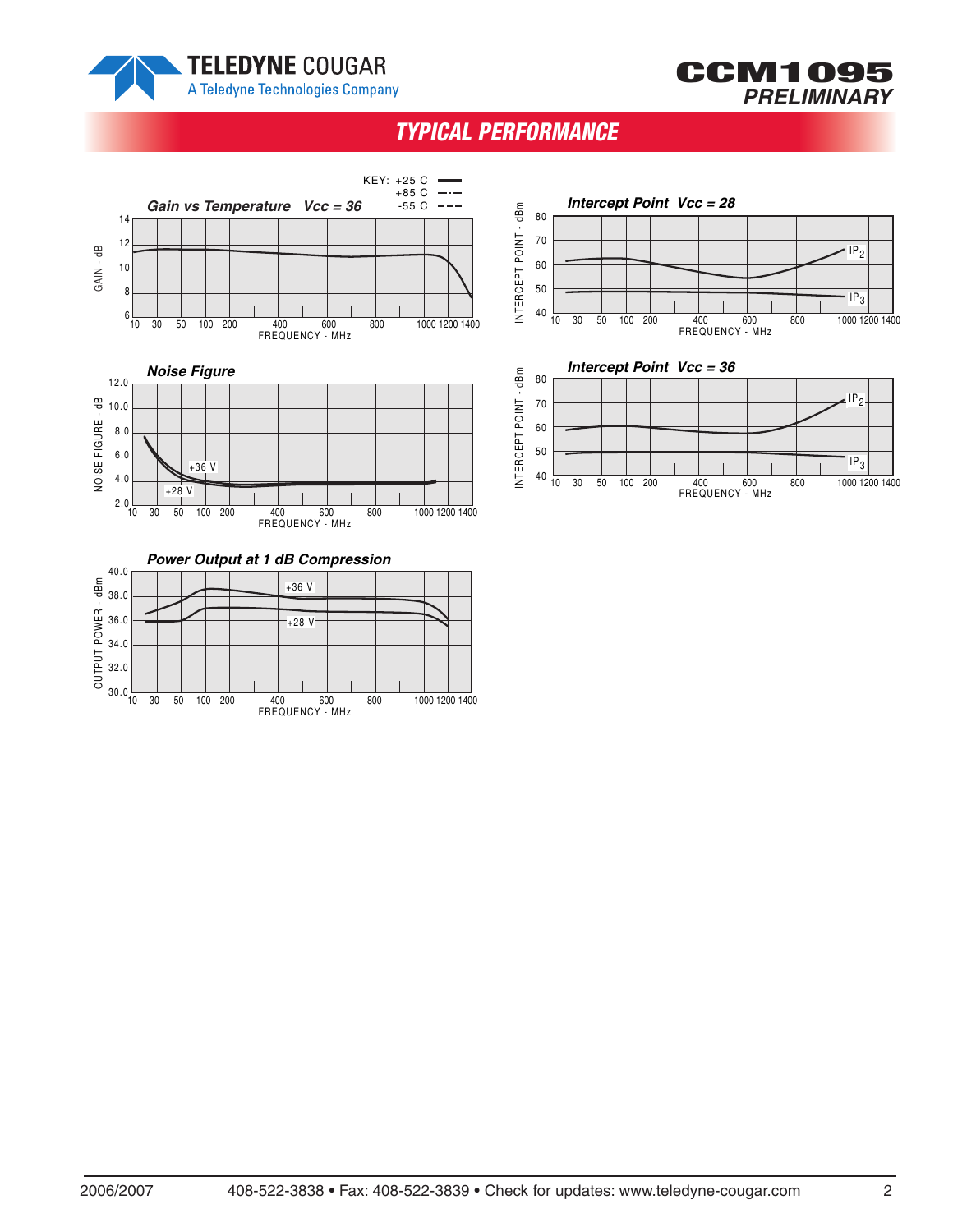CCM1095
*PRELIMINARY*

## TYPICAL PERFORMANCE

KEY: +25 C
+85 C
-55 C

**Gain vs Temperature Vcc = 36**

GAIN - dB
14
12
10
8
6
10 30 50 100 200 400 600 800 1000 1200 1400
FREQUENCY - MHz

**Intercept Point Vcc = 28**

INTERCEPT POINT - dBm
80
70
60
50
40
IP2
IP3
10 30 50 100 200 400 600 800 1000 1200 1400
FREQUENCY - MHz

**Noise Figure**

NOISE FIGURE - dB
12.0
10.0
8.0
6.0
4.0
2.0
+36 V
+28 V
10 30 50 100 200 400 600 800 1000 1200 1400
FREQUENCY - MHz

**Intercept Point Vcc = 36**

INTERCEPT POINT - dBm
80
70
60
50
40
IP2
IP3
10 30 50 100 200 400 600 800 1000 1200 1400
FREQUENCY - MHz

**Power Output at 1 dB Compression**

OUTPUT POWER - dBm
40.0
38.0
36.0
34.0
32.0
30.0
+36 V
+28 V
10 30 50 100 200 400 600 800 1000 1200 1400
FREQUENCY - MHz